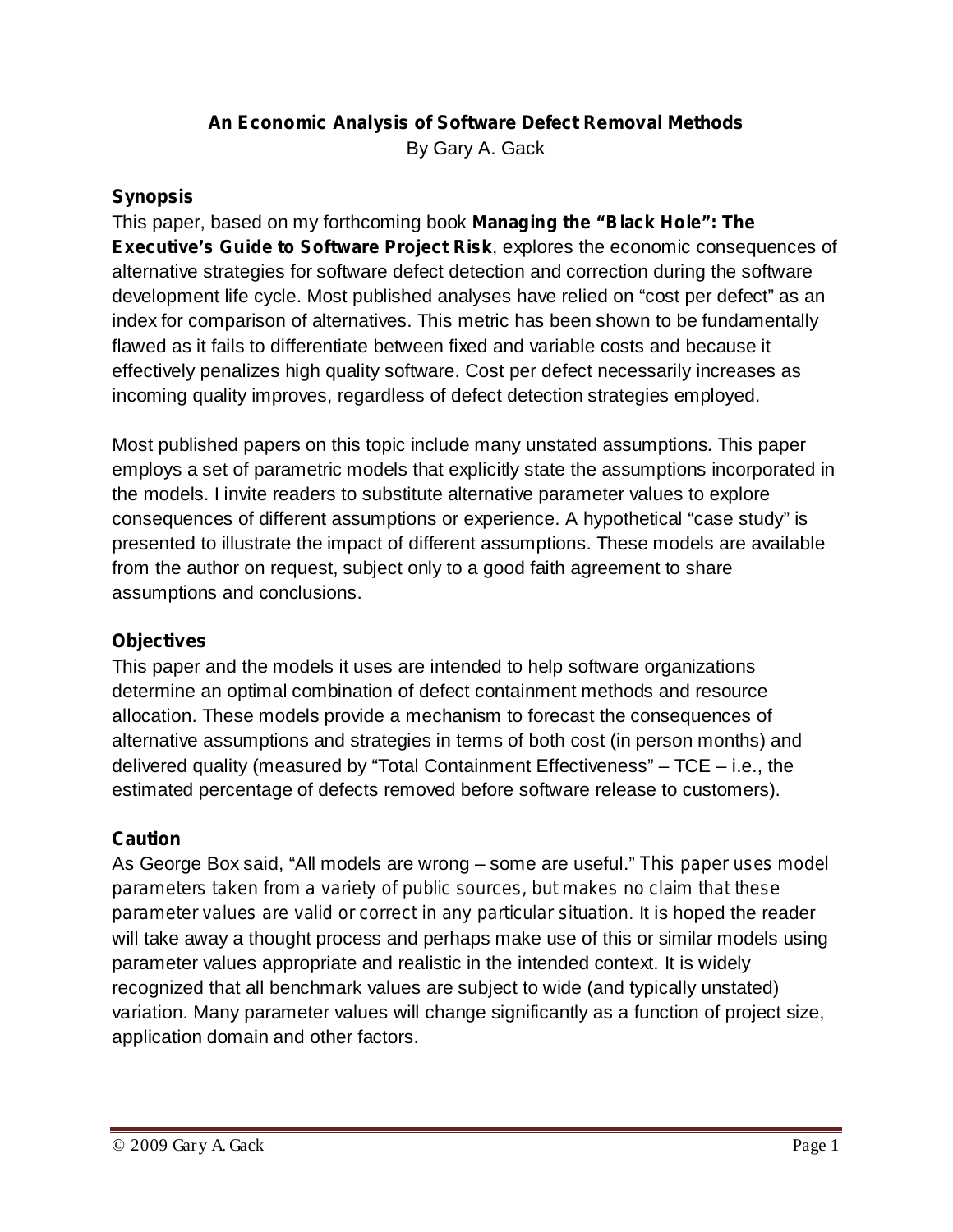# An Economic Analysis of Software Defect Removal Methods

By Gary A. Gack

## Synopsis

This paper, based on my forthcoming book **Managing the "Black Hole": The Executive's Guide to Software Project Risk**, explores the economic consequences of alternative strategies for software defect detection and correction during the software development life cycle. Most published analyses have relied on "cost per defect" as an index for comparison of alternatives. This metric has been shown to be fundamentally flawed as it fails to differentiate between fixed and variable costs and because it effectively penalizes high quality software. Cost per defect necessarily increases as incoming quality improves, regardless of defect detection strategies employed.

Most published papers on this topic include many unstated assumptions. This paper employs a set of parametric models that explicitly state the assumptions incorporated in the models. I invite readers to substitute alternative parameter values to explore consequences of different assumptions or experience. A hypothetical "case study" is presented to illustrate the impact of different assumptions. These models are available from the author on request, subject only to a good faith agreement to share assumptions and conclusions.

## Objectives

This paper and the models it uses are intended to help software organizations determine an optimal combination of defect containment methods and resource allocation. These models provide a mechanism to forecast the consequences of alternative assumptions and strategies in terms of both cost (in person months) and delivered quality (measured by "Total Containment Effectiveness" – TCE – i.e., the estimated percentage of defects removed before software release to customers).

## Caution

As George Box said, "All models are wrong – some are useful." This paper uses model parameters taken from a variety of public sources, but makes no claim that these parameter values are valid or correct in any particular situation. It is hoped the reader will take away a thought process and perhaps make use of this or similar models using parameter values appropriate and realistic in the intended context. It is widely recognized that all benchmark values are subject to wide (and typically unstated) variation. Many parameter values will change significantly as a function of project size, application domain and other factors.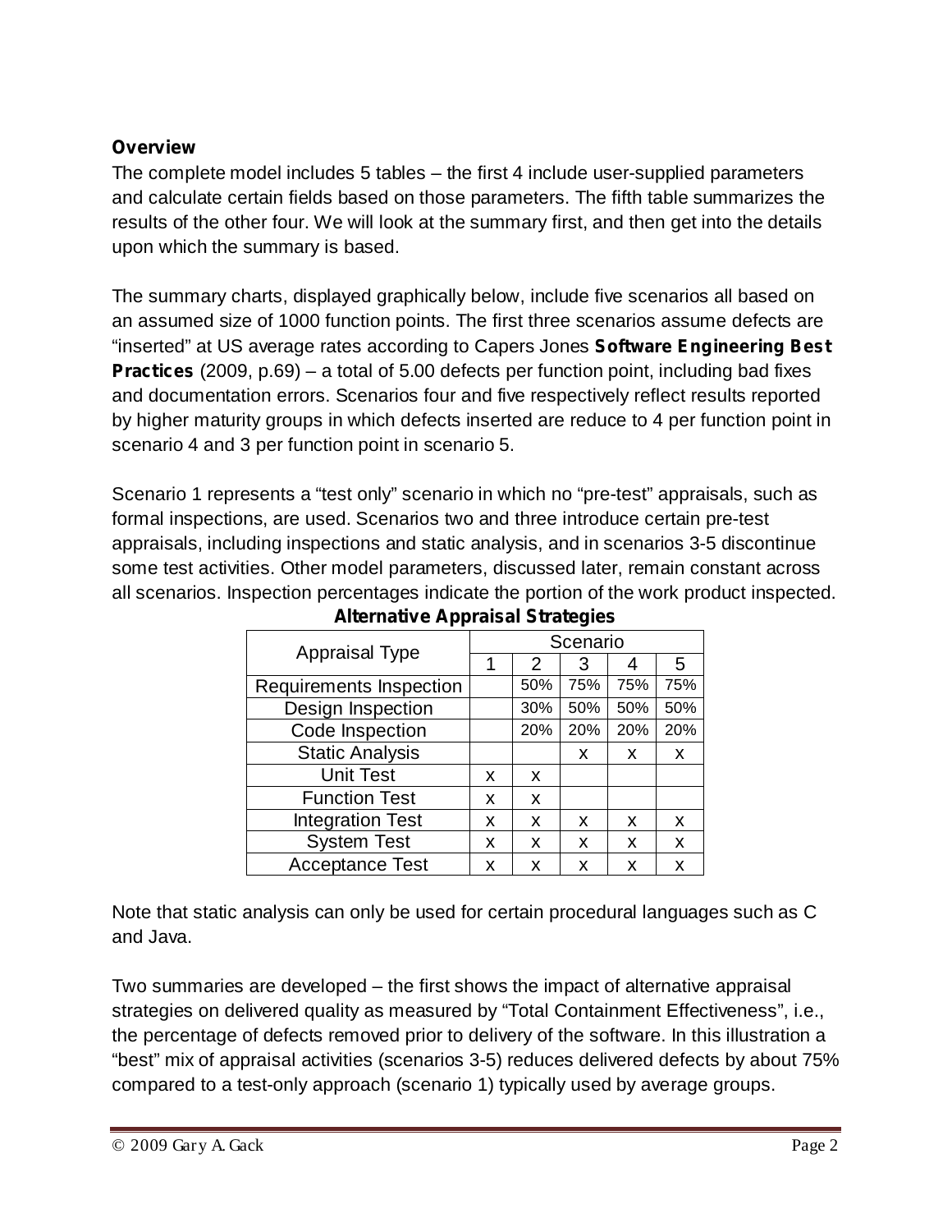**Overview**

The complete model includes 5 tables – the first 4 include user-supplied parameters and calculate certain fields based on those parameters. The fifth table summarizes the results of the other four. We will look at the summary first, and then get into the details upon which the summary is based.

The summary charts, displayed graphically below, include five scenarios all based on an assumed size of 1000 function points. The first three scenarios assume defects are "inserted" at US average rates according to Capers Jones **Software Engineering Best Practices** (2009, p.69) – a total of 5.00 defects per function point, including bad fixes and documentation errors. Scenarios four and five respectively reflect results reported by higher maturity groups in which defects inserted are reduce to 4 per function point in scenario 4 and 3 per function point in scenario 5.

Scenario 1 represents a "test only" scenario in which no "pre-test" appraisals, such as formal inspections, are used. Scenarios two and three introduce certain pre-test appraisals, including inspections and static analysis, and in scenarios 3-5 discontinue some test activities. Other model parameters, discussed later, remain constant across all scenarios. Inspection percentages indicate the portion of the work product inspected.

**Alternative Appraisal Strategies**

| Appraisal Type | Scenario | | | | |
|---|---|---|---|---|---|
| | 1 | 2 | 3 | 4 | 5 |
| Requirements Inspection | | 50% | 75% | 75% | 75% |
| Design Inspection | | 30% | 50% | 50% | 50% |
| Code Inspection | | 20% | 20% | 20% | 20% |
| Static Analysis | | | x | x | x |
| Unit Test | x | x | | | |
| Function Test | x | x | | | |
| Integration Test | x | x | x | x | x |
| System Test | x | x | x | x | x |
| Acceptance Test | x | x | x | x | x |

Note that static analysis can only be used for certain procedural languages such as C and Java.

Two summaries are developed – the first shows the impact of alternative appraisal strategies on delivered quality as measured by "Total Containment Effectiveness", i.e., the percentage of defects removed prior to delivery of the software. In this illustration a "best" mix of appraisal activities (scenarios 3-5) reduces delivered defects by about 75% compared to a test-only approach (scenario 1) typically used by average groups.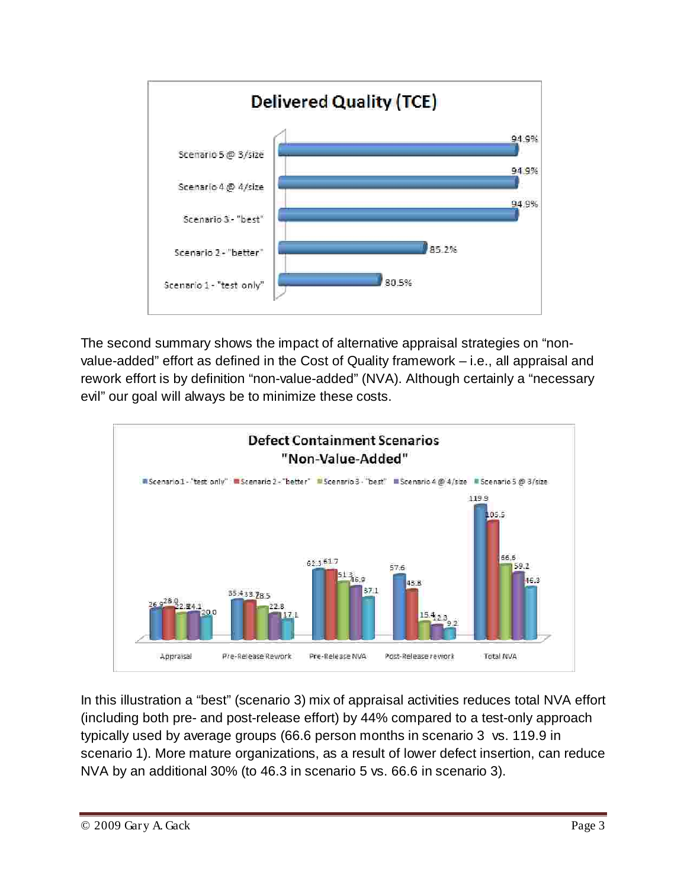The second summary shows the impact of alternative appraisal strategies on “non-value-added” effort as defined in the Cost of Quality framework – i.e., all appraisal and rework effort is by definition “non-value-added” (NVA). Although certainly a “necessary evil” our goal will always be to minimize these costs.

In this illustration a “best” (scenario 3) mix of appraisal activities reduces total NVA effort (including both pre- and post-release effort) by 44% compared to a test-only approach typically used by average groups (66.6 person months in scenario 3 vs. 119.9 in scenario 1). More mature organizations, as a result of lower defect insertion, can reduce NVA by an additional 30% (to 46.3 in scenario 5 vs. 66.6 in scenario 3).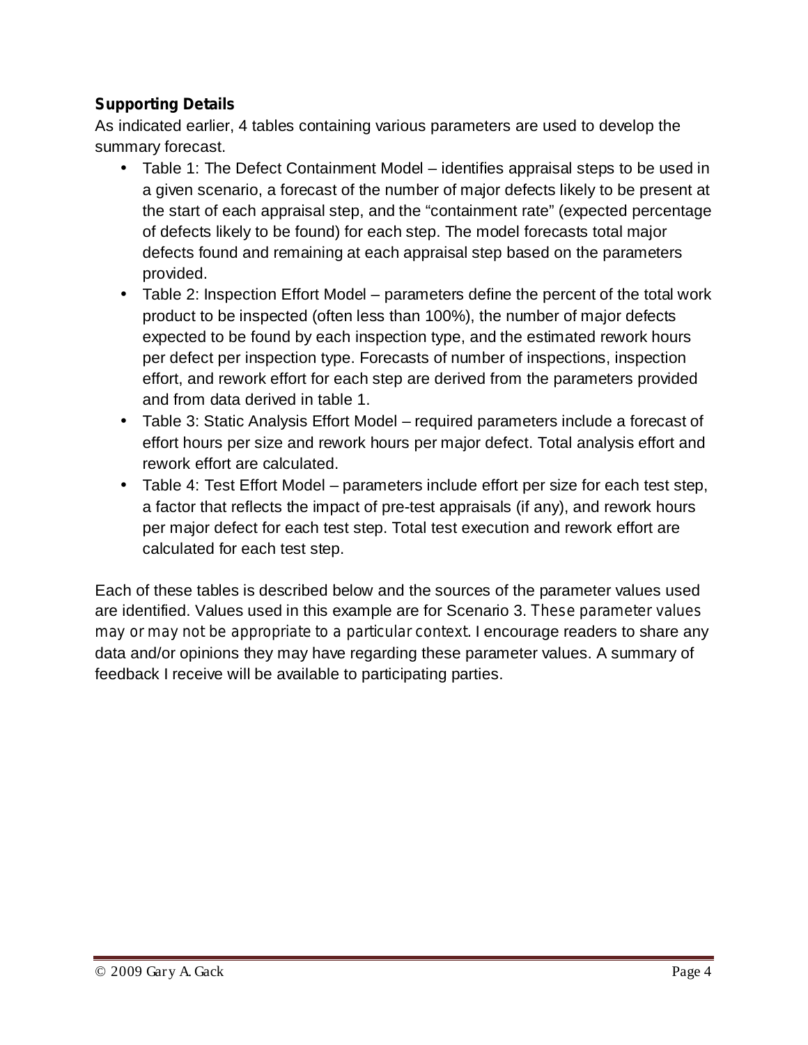### Supporting Details

As indicated earlier, 4 tables containing various parameters are used to develop the summary forecast.

- Table 1: The Defect Containment Model – identifies appraisal steps to be used in a given scenario, a forecast of the number of major defects likely to be present at the start of each appraisal step, and the "containment rate" (expected percentage of defects likely to be found) for each step. The model forecasts total major defects found and remaining at each appraisal step based on the parameters provided.
- Table 2: Inspection Effort Model – parameters define the percent of the total work product to be inspected (often less than 100%), the number of major defects expected to be found by each inspection type, and the estimated rework hours per defect per inspection type. Forecasts of number of inspections, inspection effort, and rework effort for each step are derived from the parameters provided and from data derived in table 1.
- Table 3: Static Analysis Effort Model – required parameters include a forecast of effort hours per size and rework hours per major defect. Total analysis effort and rework effort are calculated.
- Table 4: Test Effort Model – parameters include effort per size for each test step, a factor that reflects the impact of pre-test appraisals (if any), and rework hours per major defect for each test step. Total test execution and rework effort are calculated for each test step.

Each of these tables is described below and the sources of the parameter values used are identified. Values used in this example are for Scenario 3. *These parameter values may or may not be appropriate to a particular context*. I encourage readers to share any data and/or opinions they may have regarding these parameter values. A summary of feedback I receive will be available to participating parties.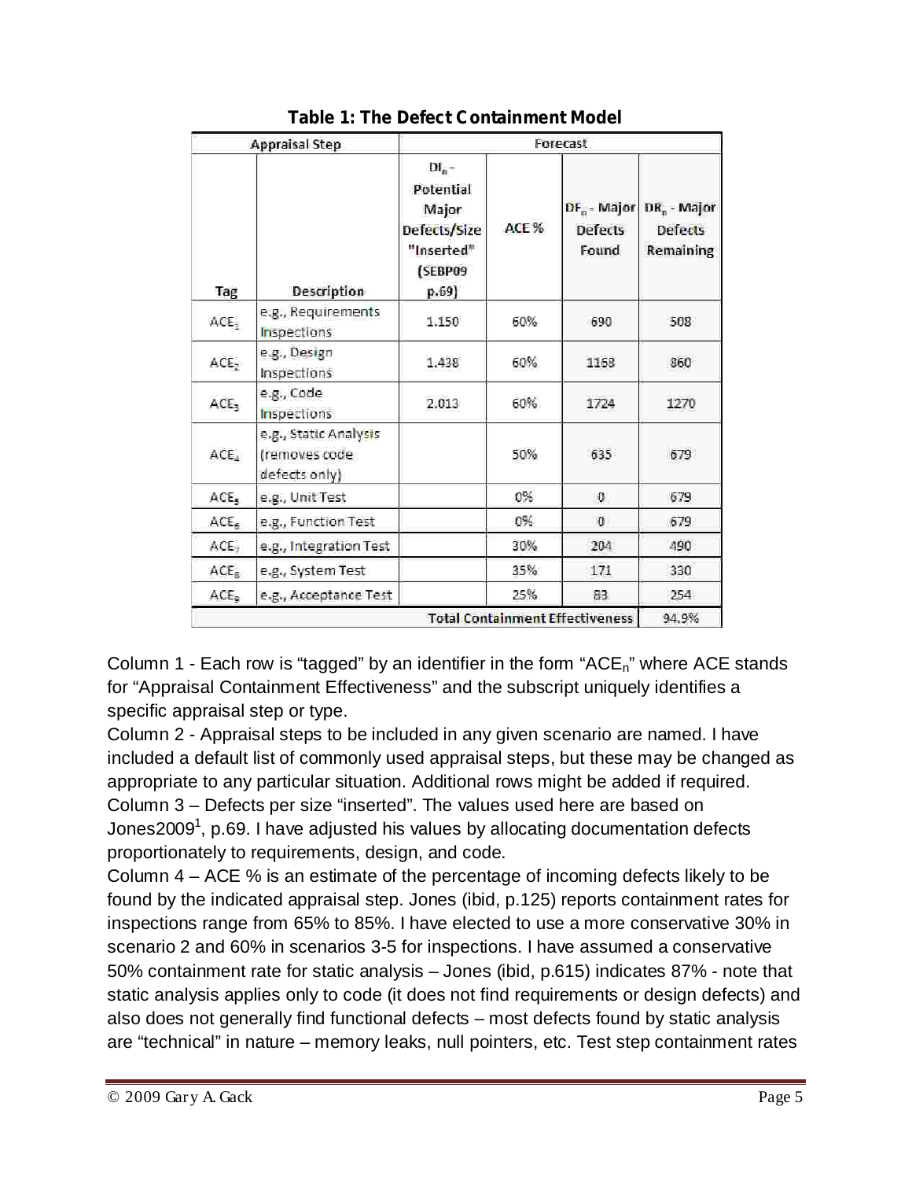**Table 1: The Defect Containment Model**

| Appraisal Step | | Forecast | | | |
|---|---|---|---|---|---|
| Tag | Description | $DI_n$ - Potential Major Defects/Size "Inserted" (SEBP09 p.69) | ACE % | $DF_n$ - Major Defects Found | $DR_n$ - Major Defects Remaining |
| $ACE_1$ | e.g., Requirements Inspections | 1.150 | 60% | 690 | 508 |
| $ACE_2$ | e.g., Design Inspections | 1.438 | 60% | 1168 | 860 |
| $ACE_3$ | e.g., Code Inspections | 2.013 | 60% | 1724 | 1270 |
| $ACE_4$ | e.g., Static Analysis (removes code defects only) | | 50% | 635 | 679 |
| $ACE_5$ | e.g., Unit Test | | 0% | 0 | 679 |
| $ACE_6$ | e.g., Function Test | | 0% | 0 | 679 |
| $ACE_7$ | e.g., Integration Test | | 30% | 204 | 490 |
| $ACE_8$ | e.g., System Test | | 35% | 171 | 330 |
| $ACE_9$ | e.g., Acceptance Test | | 25% | 83 | 254 |
| | | | | Total Containment Effectiveness | 94.9% |

Column 1 - Each row is "tagged" by an identifier in the form "$ACE_n$" where ACE stands for "Appraisal Containment Effectiveness" and the subscript uniquely identifies a specific appraisal step or type.

Column 2 - Appraisal steps to be included in any given scenario are named. I have included a default list of commonly used appraisal steps, but these may be changed as appropriate to any particular situation. Additional rows might be added if required.

Column 3 – Defects per size "inserted". The values used here are based on Jones2009[1], p.69. I have adjusted his values by allocating documentation defects proportionately to requirements, design, and code.

Column 4 – ACE % is an estimate of the percentage of incoming defects likely to be found by the indicated appraisal step. Jones (ibid, p.125) reports containment rates for inspections range from 65% to 85%. I have elected to use a more conservative 30% in scenario 2 and 60% in scenarios 3-5 for inspections. I have assumed a conservative 50% containment rate for static analysis – Jones (ibid, p.615) indicates 87% - note that static analysis applies only to code (it does not find requirements or design defects) and also does not generally find functional defects – most defects found by static analysis are "technical" in nature – memory leaks, null pointers, etc. Test step containment rates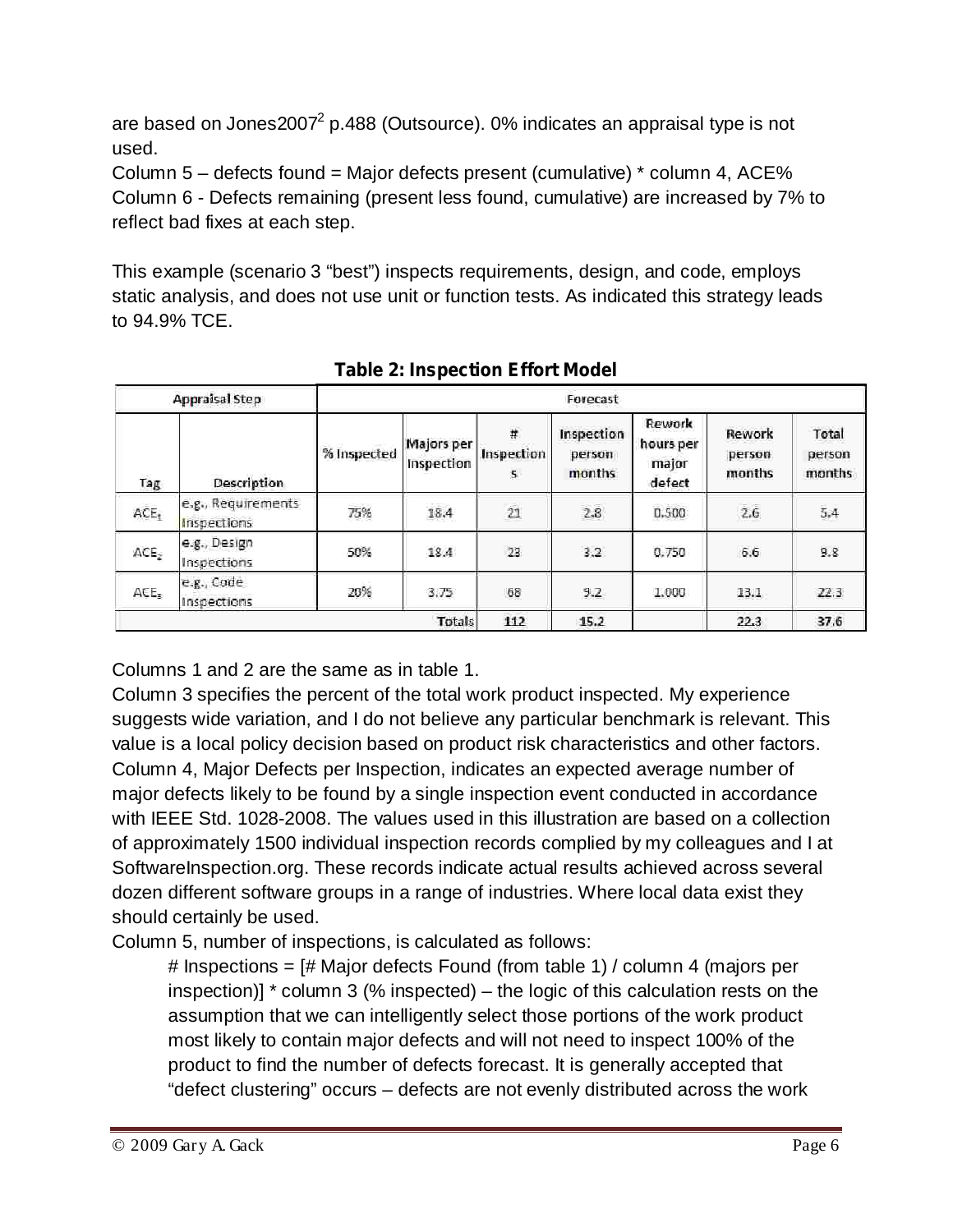are based on Jones2007[2] p.488 (Outsource). 0% indicates an appraisal type is not used.

Column 5 – defects found = Major defects present (cumulative) * column 4, ACE%

Column 6 - Defects remaining (present less found, cumulative) are increased by 7% to reflect bad fixes at each step.

This example (scenario 3 "best") inspects requirements, design, and code, employs static analysis, and does not use unit or function tests. As indicated this strategy leads to 94.9% TCE.

**Table 2: Inspection Effort Model**

| Appraisal Step | | Forecast | | | | | | |
|---|---|---|---|---|---|---|---|---|
| Tag | Description | % Inspected | Majors per Inspection | # Inspections | Inspection person months | Rework hours per major defect | Rework person months | Total person months |
| $ACE_1$ | e.g., Requirements Inspections | 75% | 18.4 | 21 | 2.8 | 0.500 | 2.6 | 5.4 |
| $ACE_2$ | e.g., Design Inspections | 50% | 18.4 | 23 | 3.2 | 0.750 | 6.6 | 9.8 |
| $ACE_3$ | e.g., Code Inspections | 20% | 3.75 | 68 | 9.2 | 1.000 | 13.1 | 22.3 |
| | | | Totals | 112 | 15.2 | | 22.3 | 37.6 |

Columns 1 and 2 are the same as in table 1.

Column 3 specifies the percent of the total work product inspected. My experience suggests wide variation, and I do not believe any particular benchmark is relevant. This value is a local policy decision based on product risk characteristics and other factors.

Column 4, Major Defects per Inspection, indicates an expected average number of major defects likely to be found by a single inspection event conducted in accordance with IEEE Std. 1028-2008. The values used in this illustration are based on a collection of approximately 1500 individual inspection records complied by my colleagues and I at SoftwareInspection.org. These records indicate actual results achieved across several dozen different software groups in a range of industries. Where local data exist they should certainly be used.

Column 5, number of inspections, is calculated as follows:

> # Inspections = [# Major defects Found (from table 1) / column 4 (majors per inspection)] * column 3 (% inspected) – the logic of this calculation rests on the assumption that we can intelligently select those portions of the work product most likely to contain major defects and will not need to inspect 100% of the product to find the number of defects forecast. It is generally accepted that "defect clustering" occurs – defects are not evenly distributed across the work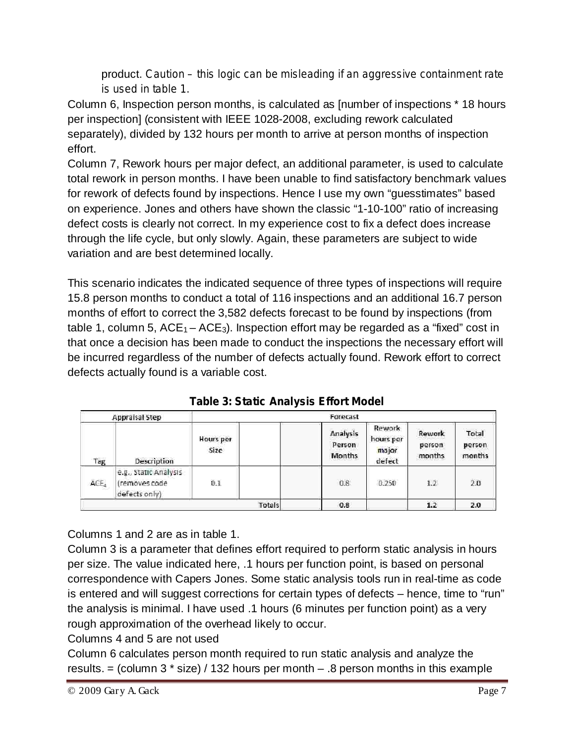product. *Caution – this logic can be misleading if an aggressive containment rate is used in table 1.*

Column 6, Inspection person months, is calculated as [number of inspections * 18 hours per inspection] (consistent with IEEE 1028-2008, excluding rework calculated separately), divided by 132 hours per month to arrive at person months of inspection effort.

Column 7, Rework hours per major defect, an additional parameter, is used to calculate total rework in person months. I have been unable to find satisfactory benchmark values for rework of defects found by inspections. Hence I use my own "guesstimates" based on experience. Jones and others have shown the classic "1-10-100" ratio of increasing defect costs is clearly not correct. In my experience cost to fix a defect does increase through the life cycle, but only slowly. Again, these parameters are subject to wide variation and are best determined locally.

This scenario indicates the indicated sequence of three types of inspections will require 15.8 person months to conduct a total of 116 inspections and an additional 16.7 person months of effort to correct the 3,582 defects forecast to be found by inspections (from table 1, column 5, $ACE_1 – ACE_3$). Inspection effort may be regarded as a "fixed" cost in that once a decision has been made to conduct the inspections the necessary effort will be incurred regardless of the number of defects actually found. Rework effort to correct defects actually found is a variable cost.

**Table 3: Static Analysis Effort Model**

| Appraisal Step | | Forecast | | | | | | |
|---|---|---|---|---|---|---|---|---|
| Tag | Description | Hours per Size | | | Analysis Person Months | Rework hours per major defect | Rework person months | Total person months |
| $ACE_4$ | e.g., Static Analysis (removes code defects only) | 0.1 | | | 0.8 | 0.250 | 1.2 | 2.0 |
| | | | Totals | | **0.8** | | **1.2** | **2.0** |

Columns 1 and 2 are as in table 1.

Column 3 is a parameter that defines effort required to perform static analysis in hours per size. The value indicated here, .1 hours per function point, is based on personal correspondence with Capers Jones. Some static analysis tools run in real-time as code is entered and will suggest corrections for certain types of defects – hence, time to "run" the analysis is minimal. I have used .1 hours (6 minutes per function point) as a very rough approximation of the overhead likely to occur.

Columns 4 and 5 are not used

Column 6 calculates person month required to run static analysis and analyze the results. = (column 3 * size) / 132 hours per month – .8 person months in this example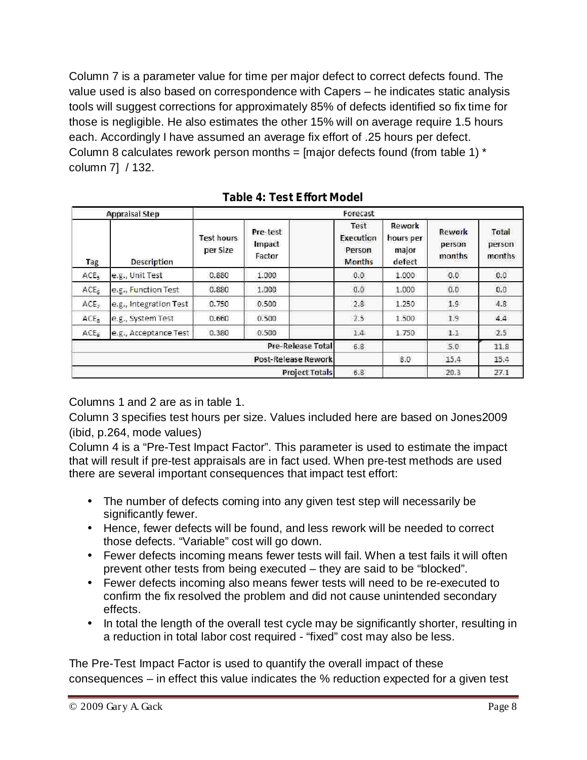Column 7 is a parameter value for time per major defect to correct defects found. The value used is also based on correspondence with Capers – he indicates static analysis tools will suggest corrections for approximately 85% of defects identified so fix time for those is negligible. He also estimates the other 15% will on average require 1.5 hours each. Accordingly I have assumed an average fix effort of .25 hours per defect. Column 8 calculates rework person months = [major defects found (from table 1) * column 7] / 132.

**Table 4: Test Effort Model**

| Appraisal Step | | Forecast | | | | | | |
|---|---|---|---|---|---|---|---|---|
| Tag | Description | Test hours per Size | Pre-test Impact Factor | | Test Execution Person Months | Rework hours per major defect | Rework person months | Total person months |
| $ACE_5$ | e.g., Unit Test | 0.880 | 1.000 | | 0.0 | 1.000 | 0.0 | 0.0 |
| $ACE_6$ | e.g., Function Test | 0.880 | 1.000 | | 0.0 | 1.000 | 0.0 | 0.0 |
| $ACE_7$ | e.g., Integration Test | 0.750 | 0.500 | | 2.8 | 1.250 | 1.9 | 4.8 |
| $ACE_8$ | e.g., System Test | 0.660 | 0.500 | | 2.5 | 1.500 | 1.9 | 4.4 |
| $ACE_9$ | e.g., Acceptance Test | 0.380 | 0.500 | | 1.4 | 1.750 | 1.1 | 2.5 |
| | | | | Pre-Release Total | 6.8 | | 5.0 | 11.8 |
| | | | | Post-Release Rework | | 8.0 | 15.4 | 15.4 |
| | | | | Project Totals | 6.8 | | 20.3 | 27.1 |

Columns 1 and 2 are as in table 1.

Column 3 specifies test hours per size. Values included here are based on Jones2009 (ibid, p.264, mode values)

Column 4 is a "Pre-Test Impact Factor". This parameter is used to estimate the impact that will result if pre-test appraisals are in fact used. When pre-test methods are used there are several important consequences that impact test effort:

- The number of defects coming into any given test step will necessarily be significantly fewer.
- Hence, fewer defects will be found, and less rework will be needed to correct those defects. "Variable" cost will go down.
- Fewer defects incoming means fewer tests will fail. When a test fails it will often prevent other tests from being executed – they are said to be "blocked".
- Fewer defects incoming also means fewer tests will need to be re-executed to confirm the fix resolved the problem and did not cause unintended secondary effects.
- In total the length of the overall test cycle may be significantly shorter, resulting in a reduction in total labor cost required - "fixed" cost may also be less.

The Pre-Test Impact Factor is used to quantify the overall impact of these consequences – in effect this value indicates the % reduction expected for a given test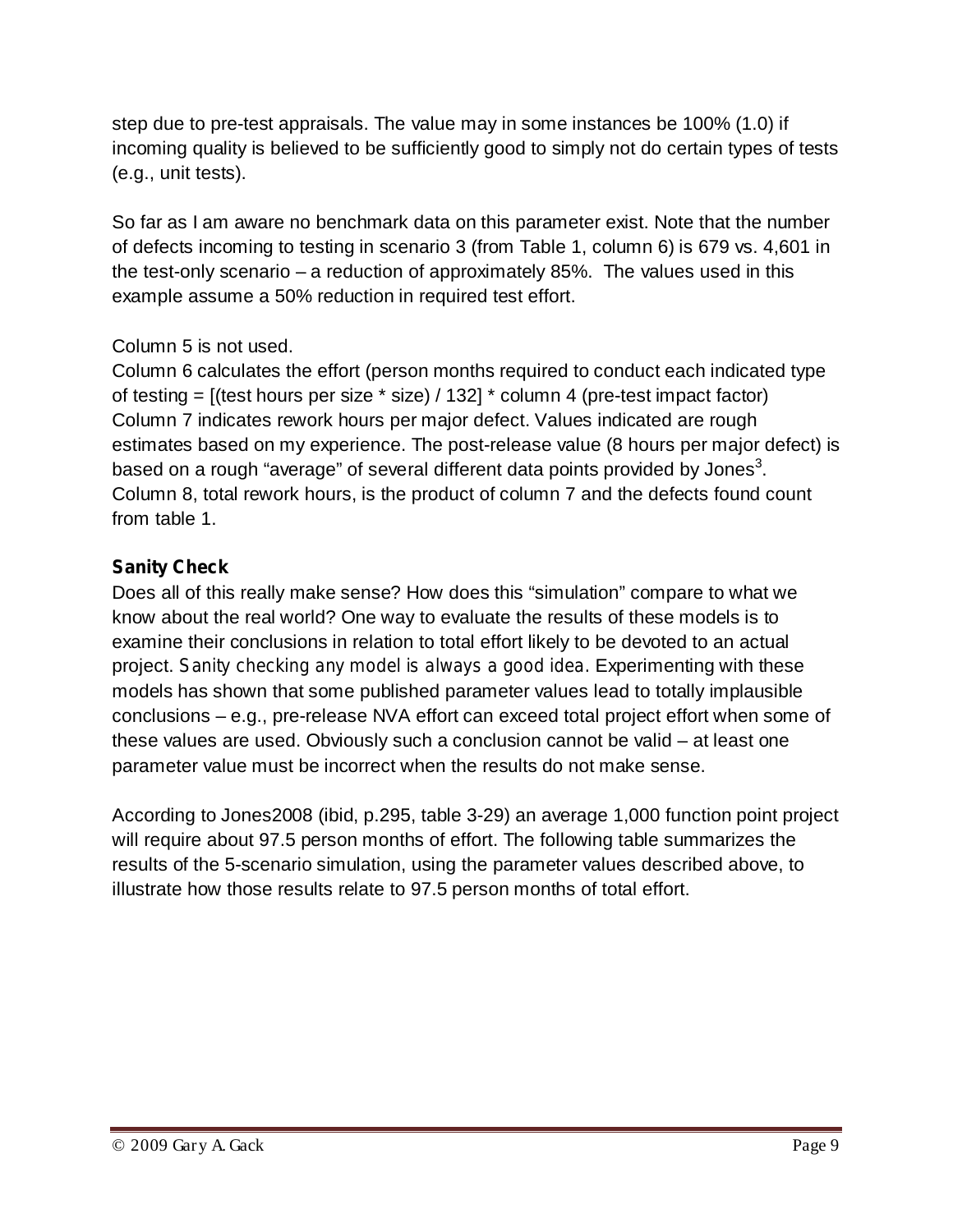step due to pre-test appraisals. The value may in some instances be 100% (1.0) if incoming quality is believed to be sufficiently good to simply not do certain types of tests (e.g., unit tests).

So far as I am aware no benchmark data on this parameter exist. Note that the number of defects incoming to testing in scenario 3 (from Table 1, column 6) is 679 vs. 4,601 in the test-only scenario – a reduction of approximately 85%. The values used in this example assume a 50% reduction in required test effort.

Column 5 is not used.
Column 6 calculates the effort (person months required to conduct each indicated type of testing = [(test hours per size * size) / 132] * column 4 (pre-test impact factor)
Column 7 indicates rework hours per major defect. Values indicated are rough estimates based on my experience. The post-release value (8 hours per major defect) is based on a rough "average" of several different data points provided by Jones[3].
Column 8, total rework hours, is the product of column 7 and the defects found count from table 1.

### Sanity Check

Does all of this really make sense? How does this "simulation" compare to what we know about the real world? One way to evaluate the results of these models is to examine their conclusions in relation to total effort likely to be devoted to an actual project. Sanity checking any model is always a good idea. Experimenting with these models has shown that some published parameter values lead to totally implausible conclusions – e.g., pre-release NVA effort can exceed total project effort when some of these values are used. Obviously such a conclusion cannot be valid – at least one parameter value must be incorrect when the results do not make sense.

According to Jones2008 (ibid, p.295, table 3-29) an average 1,000 function point project will require about 97.5 person months of effort. The following table summarizes the results of the 5-scenario simulation, using the parameter values described above, to illustrate how those results relate to 97.5 person months of total effort.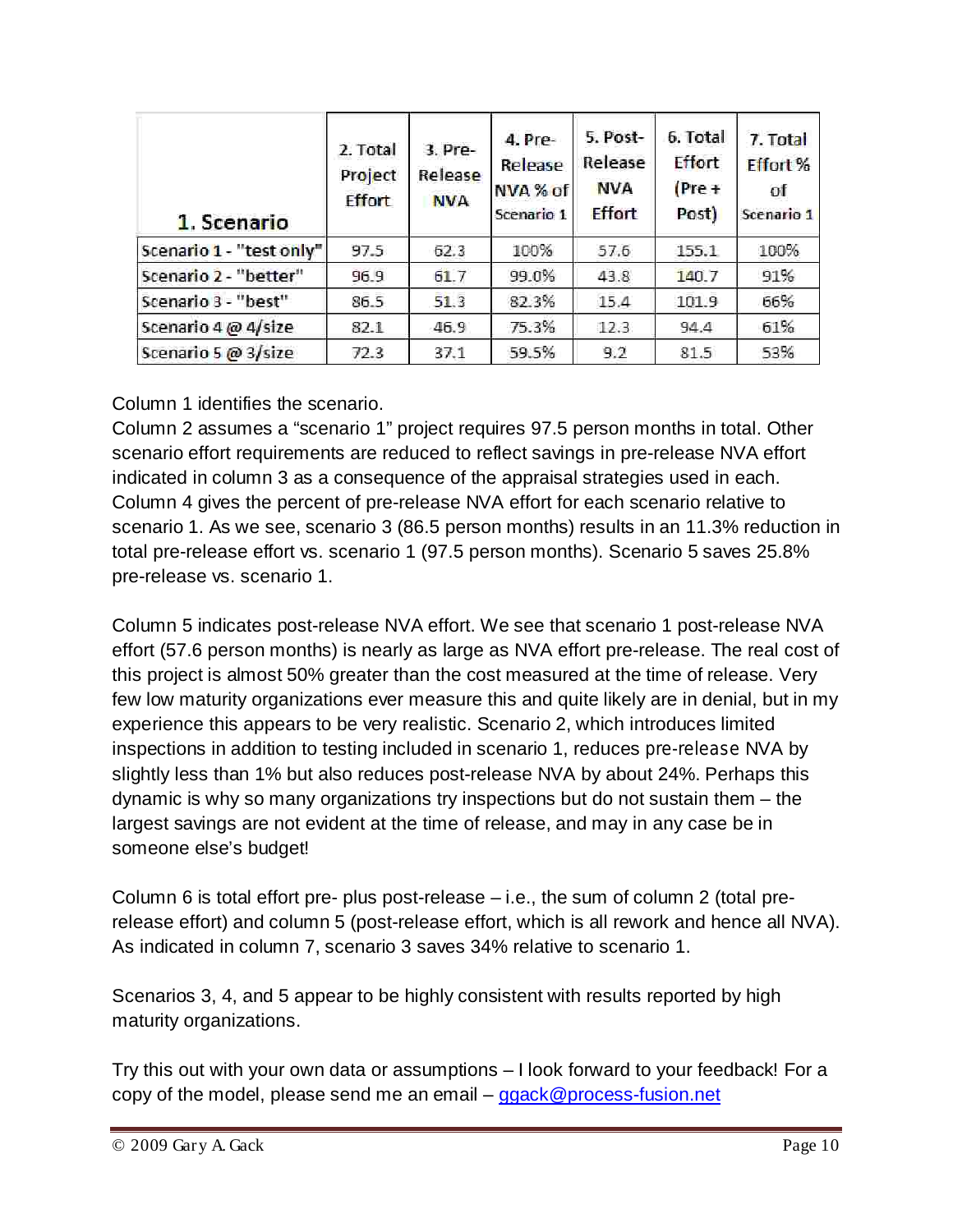| 1. Scenario | 2. Total Project Effort | 3. Pre-Release NVA | 4. Pre-Release NVA % of Scenario 1 | 5. Post-Release NVA Effort | 6. Total Effort (Pre + Post) | 7. Total Effort % of Scenario 1 |
|---|---|---|---|---|---|---|
| Scenario 1 - "test only" | 97.5 | 62.3 | 100% | 57.6 | 155.1 | 100% |
| Scenario 2 - "better" | 96.9 | 61.7 | 99.0% | 43.8 | 140.7 | 91% |
| Scenario 3 - "best" | 86.5 | 51.3 | 82.3% | 15.4 | 101.9 | 66% |
| Scenario 4 @ 4/size | 82.1 | 46.9 | 75.3% | 12.3 | 94.4 | 61% |
| Scenario 5 @ 3/size | 72.3 | 37.1 | 59.5% | 9.2 | 81.5 | 53% |

Column 1 identifies the scenario.
Column 2 assumes a "scenario 1" project requires 97.5 person months in total. Other scenario effort requirements are reduced to reflect savings in pre-release NVA effort indicated in column 3 as a consequence of the appraisal strategies used in each.
Column 4 gives the percent of pre-release NVA effort for each scenario relative to scenario 1. As we see, scenario 3 (86.5 person months) results in an 11.3% reduction in total pre-release effort vs. scenario 1 (97.5 person months). Scenario 5 saves 25.8% pre-release vs. scenario 1.

Column 5 indicates post-release NVA effort. We see that scenario 1 post-release NVA effort (57.6 person months) is nearly as large as NVA effort pre-release. The real cost of this project is almost 50% greater than the cost measured at the time of release. Very few low maturity organizations ever measure this and quite likely are in denial, but in my experience this appears to be very realistic. Scenario 2, which introduces limited inspections in addition to testing included in scenario 1, reduces pre-release NVA by slightly less than 1% but also reduces post-release NVA by about 24%. Perhaps this dynamic is why so many organizations try inspections but do not sustain them – the largest savings are not evident at the time of release, and may in any case be in someone else's budget!

Column 6 is total effort pre- plus post-release – i.e., the sum of column 2 (total pre-release effort) and column 5 (post-release effort, which is all rework and hence all NVA). As indicated in column 7, scenario 3 saves 34% relative to scenario 1.

Scenarios 3, 4, and 5 appear to be highly consistent with results reported by high maturity organizations.

Try this out with your own data or assumptions – I look forward to your feedback! For a copy of the model, please send me an email – ggack@process-fusion.net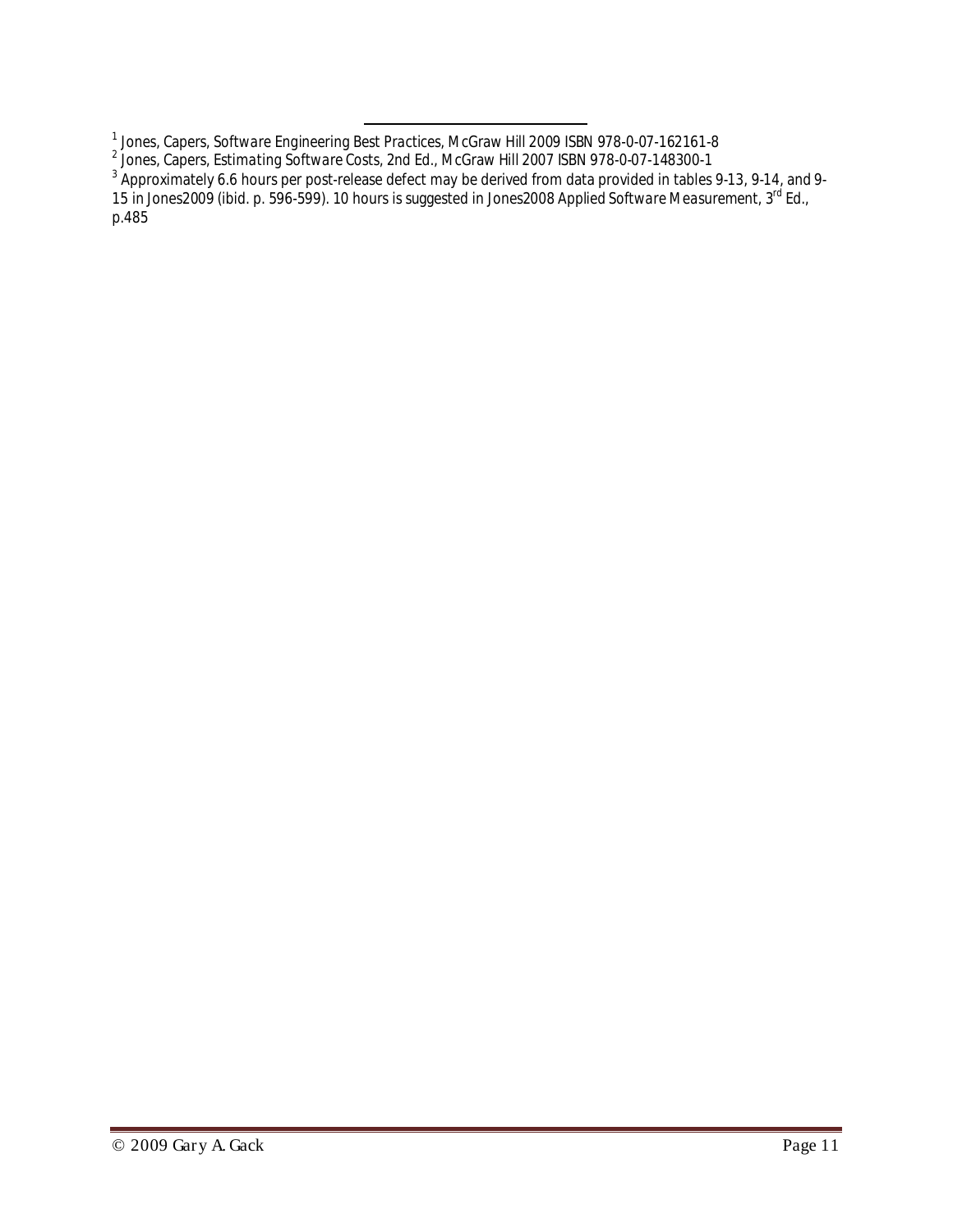[1] Jones, Capers, Software Engineering Best Practices, McGraw Hill 2009 ISBN 978-0-07-162161-8

[2] Jones, Capers, Estimating Software Costs, 2nd Ed., McGraw Hill 2007 ISBN 978-0-07-148300-1

[3] Approximately 6.6 hours per post-release defect may be derived from data provided in tables 9-13, 9-14, and 9-15 in Jones2009 (ibid. p. 596-599). 10 hours is suggested in Jones2008 Applied Software Measurement, 3rd Ed., p.485